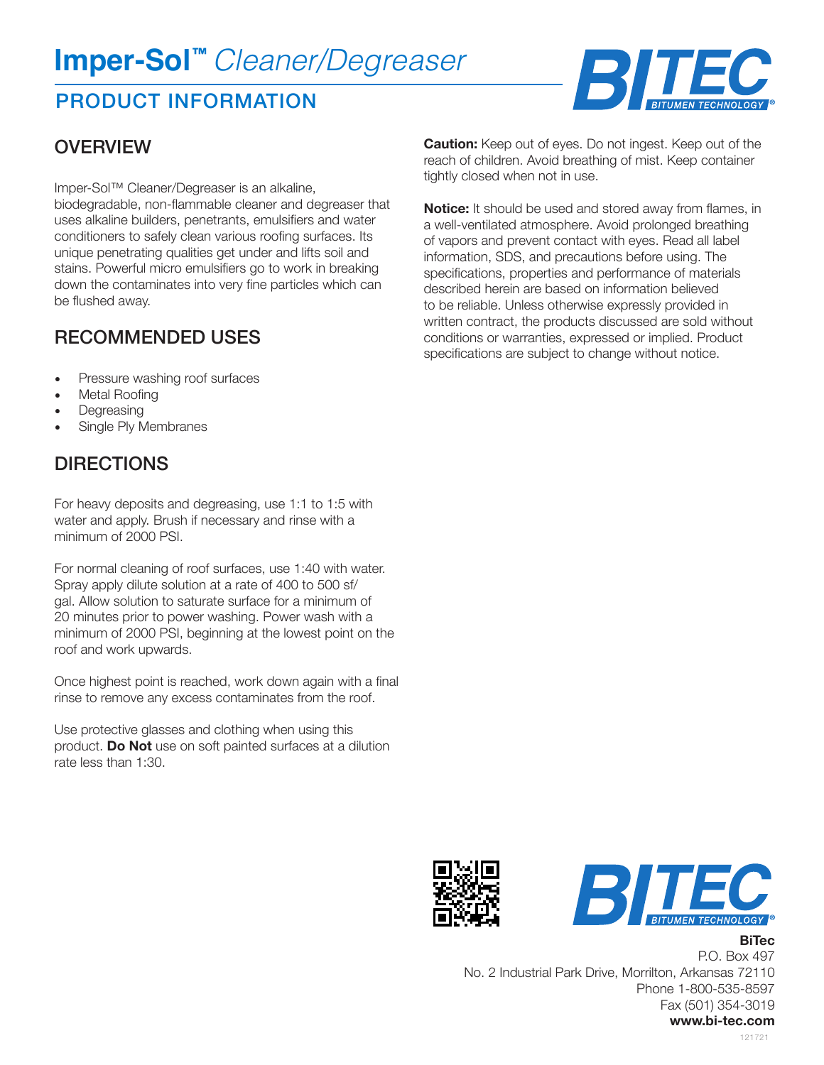# Imper-Sol™ *Cleaner/Degreaser*

## PRODUCT INFORMATION

## OVERVIEW

Imper-Sol™ Cleaner/Degreaser is an alkaline, biodegradable, non-flammable cleaner and degreaser that uses alkaline builders, penetrants, emulsifiers and water conditioners to safely clean various roofing surfaces. Its unique penetrating qualities get under and lifts soil and stains. Powerful micro emulsifiers go to work in breaking down the contaminates into very fine particles which can be flushed away.

## RECOMMENDED USES

- Pressure washing roof surfaces
- Metal Roofing
- Degreasing
- Single Ply Membranes

## DIRECTIONS

For heavy deposits and degreasing, use 1:1 to 1:5 with water and apply. Brush if necessary and rinse with a minimum of 2000 PSI.

For normal cleaning of roof surfaces, use 1:40 with water. Spray apply dilute solution at a rate of 400 to 500 sf/gal. Allow solution to saturate surface for a minimum of 20 minutes prior to power washing. Power wash with a minimum of 2000 PSI, beginning at the lowest point on the roof and work upwards.

Once highest point is reached, work down again with a final rinse to remove any excess contaminates from the roof.

Use protective glasses and clothing when using this product. **Do Not** use on soft painted surfaces at a dilution rate less than 1:30.

**Caution:** Keep out of eyes. Do not ingest. Keep out of the reach of children. Avoid breathing of mist. Keep container tightly closed when not in use.

**Notice:** It should be used and stored away from flames, in a well-ventilated atmosphere. Avoid prolonged breathing of vapors and prevent contact with eyes. Read all label information, SDS, and precautions before using. The specifications, properties and performance of materials described herein are based on information believed to be reliable. Unless otherwise expressly provided in written contract, the products discussed are sold without conditions or warranties, expressed or implied. Product specifications are subject to change without notice.

**BiTec**
P.O. Box 497
No. 2 Industrial Park Drive, Morrilton, Arkansas 72110
Phone 1-800-535-8597
Fax (501) 354-3019
**www.bi-tec.com**

121721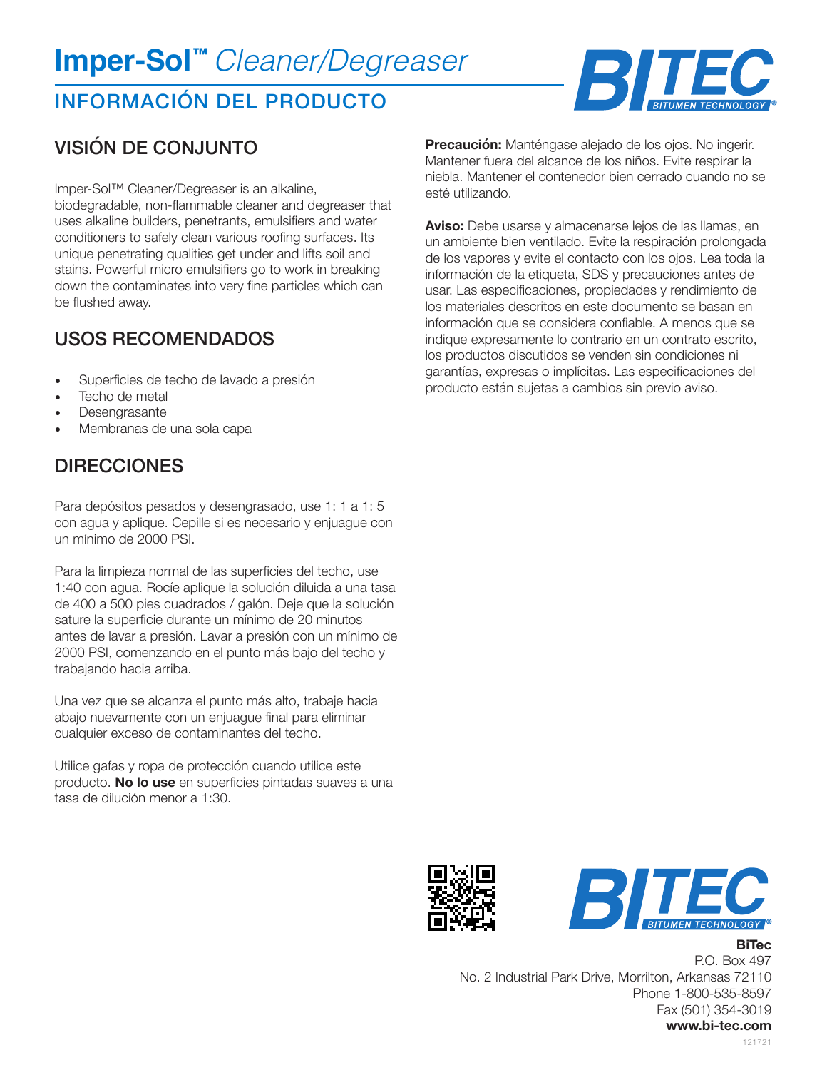# Imper-Sol™ *Cleaner/Degreaser*

## INFORMACIÓN DEL PRODUCTO

## VISIÓN DE CONJUNTO

Imper-Sol™ Cleaner/Degreaser is an alkaline, biodegradable, non-flammable cleaner and degreaser that uses alkaline builders, penetrants, emulsifiers and water conditioners to safely clean various roofing surfaces. Its unique penetrating qualities get under and lifts soil and stains. Powerful micro emulsifiers go to work in breaking down the contaminates into very fine particles which can be flushed away.

## USOS RECOMENDADOS

- Superficies de techo de lavado a presión
- Techo de metal
- Desengrasante
- Membranas de una sola capa

## DIRECCIONES

Para depósitos pesados y desengrasado, use 1: 1 a 1: 5 con agua y aplique. Cepille si es necesario y enjuague con un mínimo de 2000 PSI.

Para la limpieza normal de las superficies del techo, use 1:40 con agua. Rocíe aplique la solución diluida a una tasa de 400 a 500 pies cuadrados / galón. Deje que la solución sature la superficie durante un mínimo de 20 minutos antes de lavar a presión. Lavar a presión con un mínimo de 2000 PSI, comenzando en el punto más bajo del techo y trabajando hacia arriba.

Una vez que se alcanza el punto más alto, trabaje hacia abajo nuevamente con un enjuague final para eliminar cualquier exceso de contaminantes del techo.

Utilice gafas y ropa de protección cuando utilice este producto. **No lo use** en superficies pintadas suaves a una tasa de dilución menor a 1:30.

**Precaución:** Manténgase alejado de los ojos. No ingerir. Mantener fuera del alcance de los niños. Evite respirar la niebla. Mantener el contenedor bien cerrado cuando no se esté utilizando.

**Aviso:** Debe usarse y almacenarse lejos de las llamas, en un ambiente bien ventilado. Evite la respiración prolongada de los vapores y evite el contacto con los ojos. Lea toda la información de la etiqueta, SDS y precauciones antes de usar. Las especificaciones, propiedades y rendimiento de los materiales descritos en este documento se basan en información que se considera confiable. A menos que se indique expresamente lo contrario en un contrato escrito, los productos discutidos se venden sin condiciones ni garantías, expresas o implícitas. Las especificaciones del producto están sujetas a cambios sin previo aviso.

**BiTec**
P.O. Box 497
No. 2 Industrial Park Drive, Morrilton, Arkansas 72110
Phone 1-800-535-8597
Fax (501) 354-3019
**www.bi-tec.com**

121721